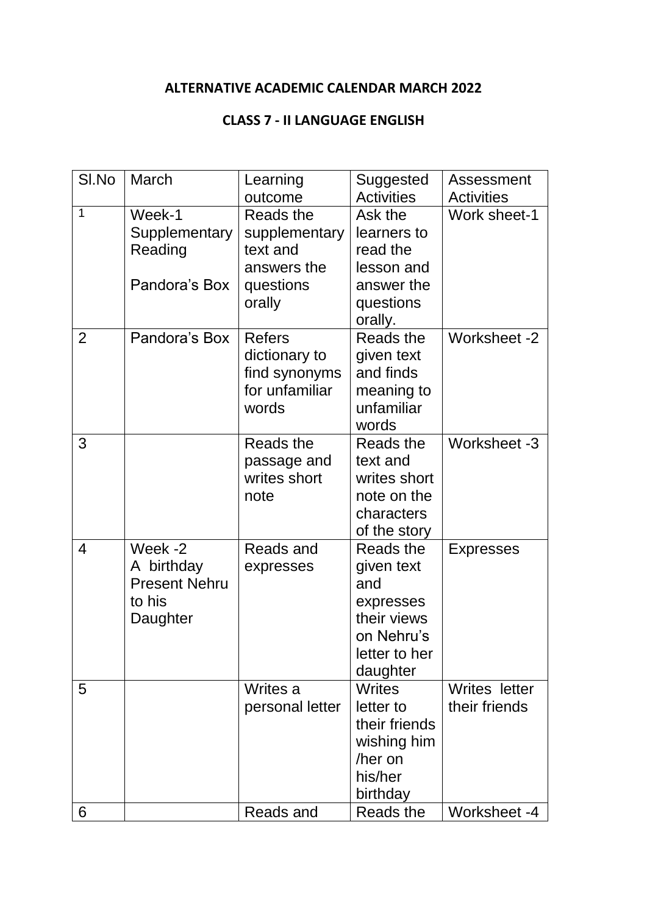**ALTERNATIVE ACADEMIC CALENDAR MARCH 2022**

**CLASS 7 - II LANGUAGE ENGLISH**

| Sl.No | March | Learning outcome | Suggested Activities | Assessment Activities |
|---|---|---|---|---|
| 1 | Week-1 Supplementary Reading<br><br>Pandora's Box | Reads the supplementary text and answers the questions orally | Ask the learners to read the lesson and answer the questions orally. | Work sheet-1 |
| 2 | Pandora's Box | Refers dictionary to find synonyms for unfamiliar words | Reads the given text and finds meaning to unfamiliar words | Worksheet -2 |
| 3 | | Reads the passage and writes short note | Reads the text and writes short note on the characters of the story | Worksheet -3 |
| 4 | Week -2 A birthday Present Nehru to his Daughter | Reads and expresses | Reads the given text and expresses their views on Nehru's letter to her daughter | Expresses |
| 5 | | Writes a personal letter | Writes letter to their friends wishing him /her on his/her birthday | Writes letter their friends |
| 6 | | Reads and | Reads the | Worksheet -4 |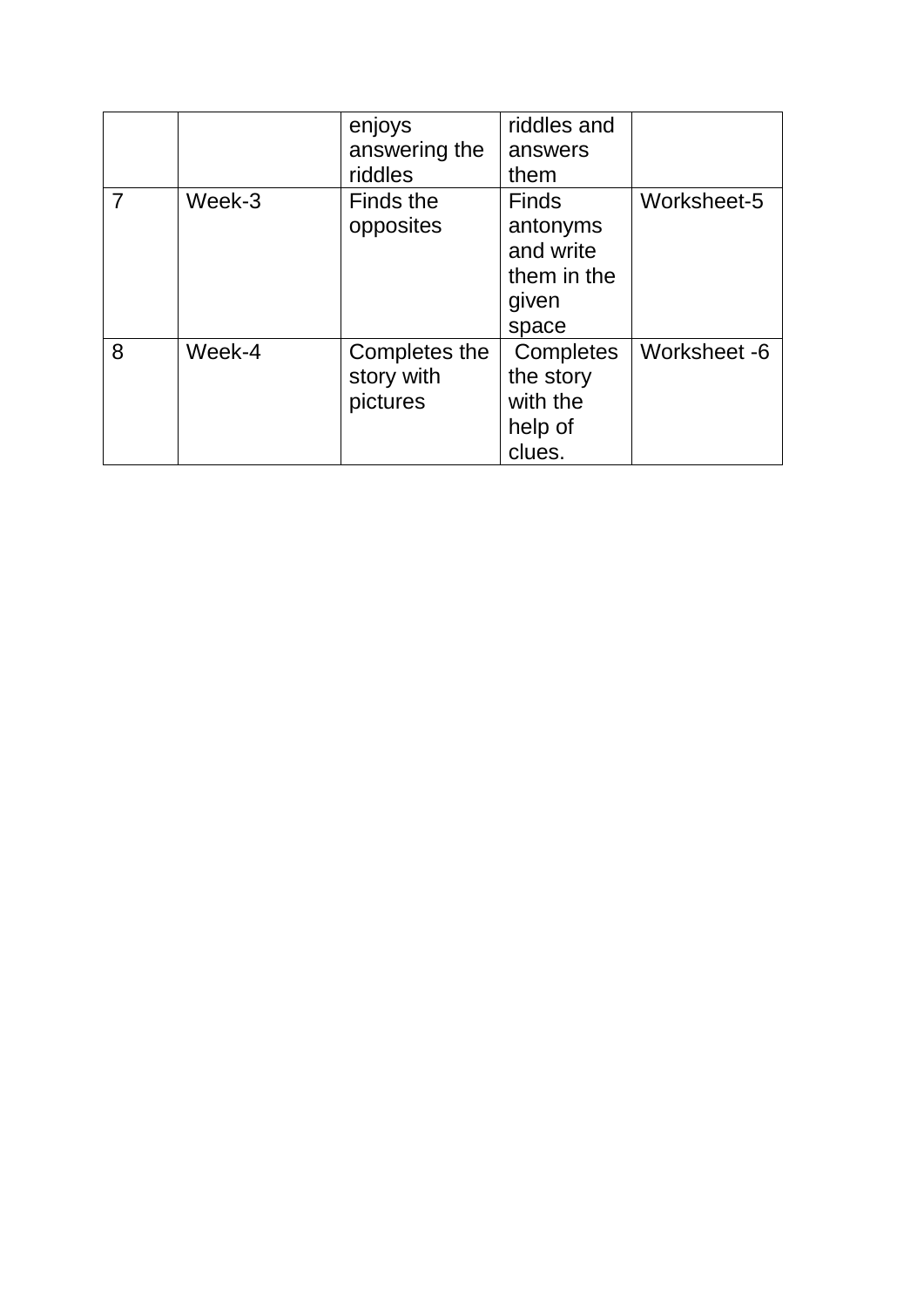| | | | | |
|---|---|---|---|---|
| | | enjoys answering the riddles | riddles and answers them | |
| 7 | Week-3 | Finds the opposites | Finds antonyms and write them in the given space | Worksheet-5 |
| 8 | Week-4 | Completes the story with pictures | Completes the story with the help of clues. | Worksheet -6 |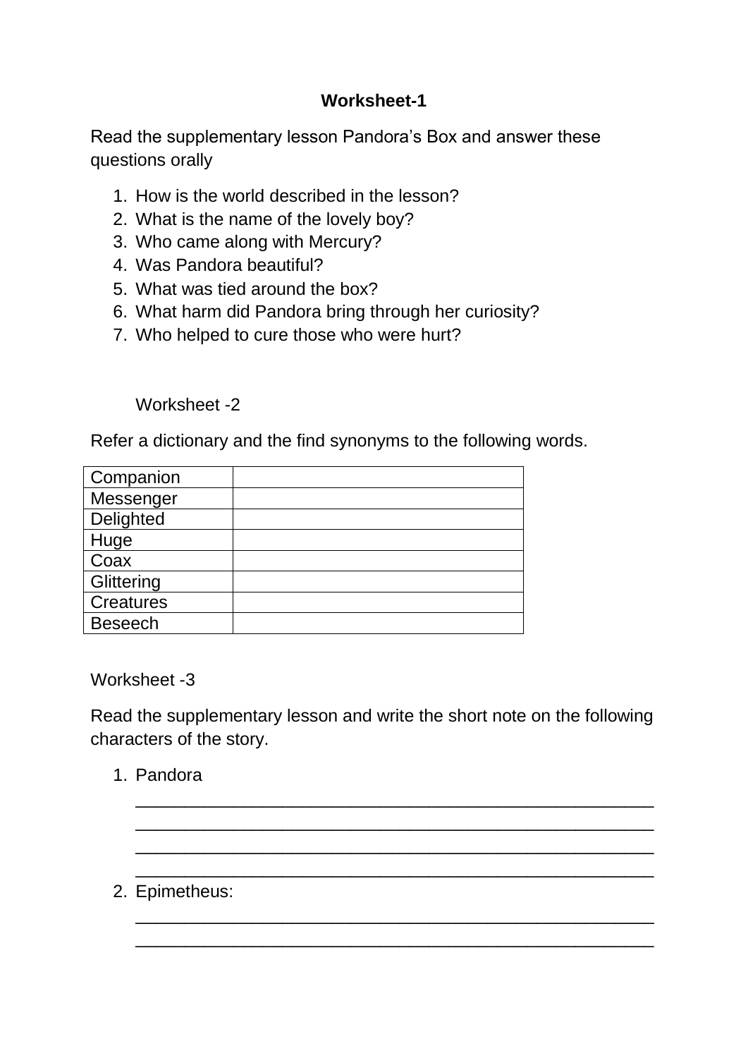**Worksheet-1**

Read the supplementary lesson Pandora's Box and answer these questions orally

1. How is the world described in the lesson?
2. What is the name of the lovely boy?
3. Who came along with Mercury?
4. Was Pandora beautiful?
5. What was tied around the box?
6. What harm did Pandora bring through her curiosity?
7. Who helped to cure those who were hurt?

Worksheet -2

Refer a dictionary and the find synonyms to the following words.

| | |
|---|---|
| Companion | |
| Messenger | |
| Delighted | |
| Huge | |
| Coax | |
| Glittering | |
| Creatures | |
| Beseech | |

Worksheet -3

Read the supplementary lesson and write the short note on the following characters of the story.

1. Pandora

   ______________________________________________________
   ______________________________________________________
   ______________________________________________________
   ______________________________________________________

2. Epimetheus:

   ______________________________________________________
   ______________________________________________________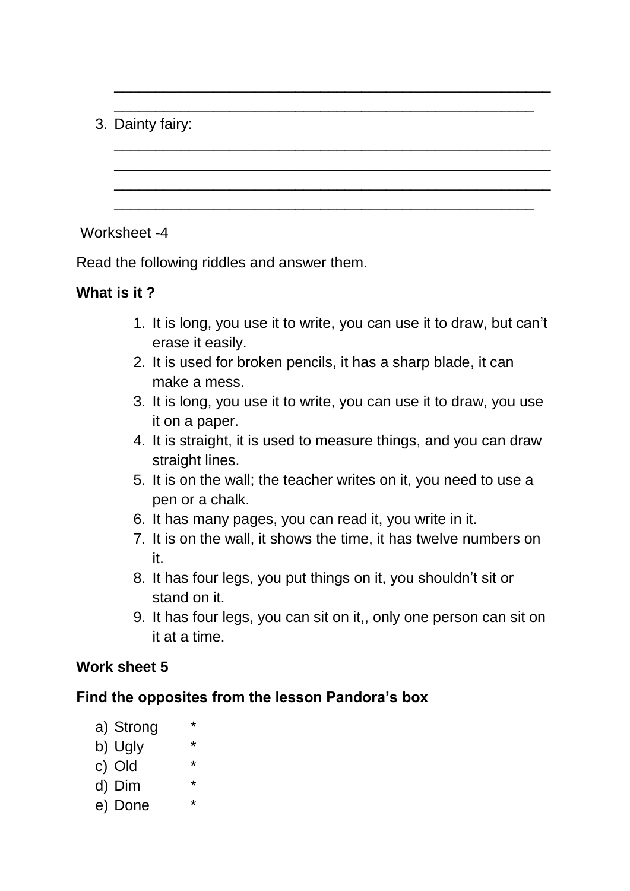________________________________________________________
______________________________________________________

3. Dainty fairy:

   ________________________________________________________
   ________________________________________________________
   ________________________________________________________
   ______________________________________________________

Worksheet -4

Read the following riddles and answer them.

**What is it ?**

1. It is long, you use it to write, you can use it to draw, but can't erase it easily.
2. It is used for broken pencils, it has a sharp blade, it can make a mess.
3. It is long, you use it to write, you can use it to draw, you use it on a paper.
4. It is straight, it is used to measure things, and you can draw straight lines.
5. It is on the wall; the teacher writes on it, you need to use a pen or a chalk.
6. It has many pages, you can read it, you write in it.
7. It is on the wall, it shows the time, it has twelve numbers on it.
8. It has four legs, you put things on it, you shouldn't sit or stand on it.
9. It has four legs, you can sit on it,, only one person can sit on it at a time.

**Work sheet 5**

**Find the opposites from the lesson Pandora's box**

a) Strong *
b) Ugly *
c) Old *
d) Dim *
e) Done *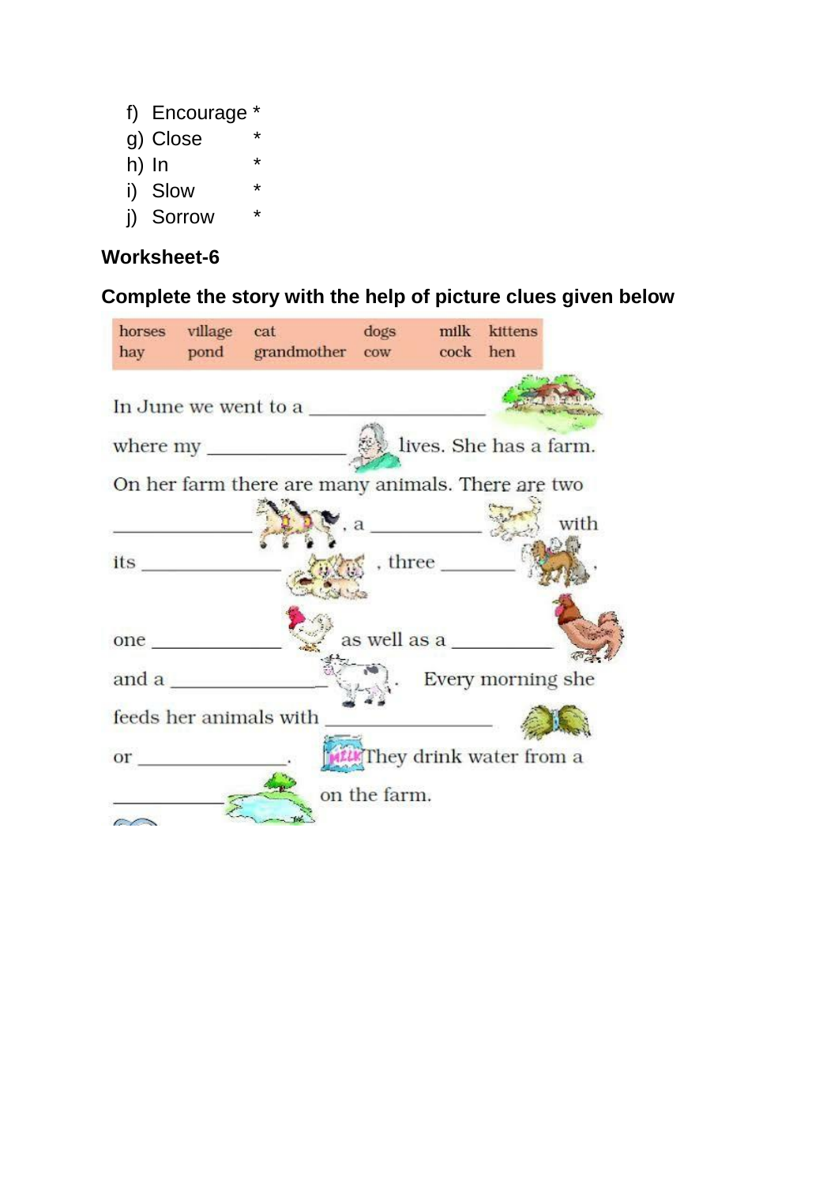f) Encourage *
g) Close *
h) In *
i) Slow *
j) Sorrow *

**Worksheet-6**

**Complete the story with the help of picture clues given below**

| | | | | | |
|---|---|---|---|---|---|
| horses | village | cat | dogs | milk | kittens |
| hay | pond | grandmother | cow | cock | hen |

In June we went to a ________________

where my ____________ lives. She has a farm.

On her farm there are many animals. There are two

____________ , a ____________ with

its ____________ , three ____________ ,

one ____________ as well as a ____________

and a ____________ . Every morning she

feeds her animals with ____________

or ____________ . They drink water from a

____________ on the farm.